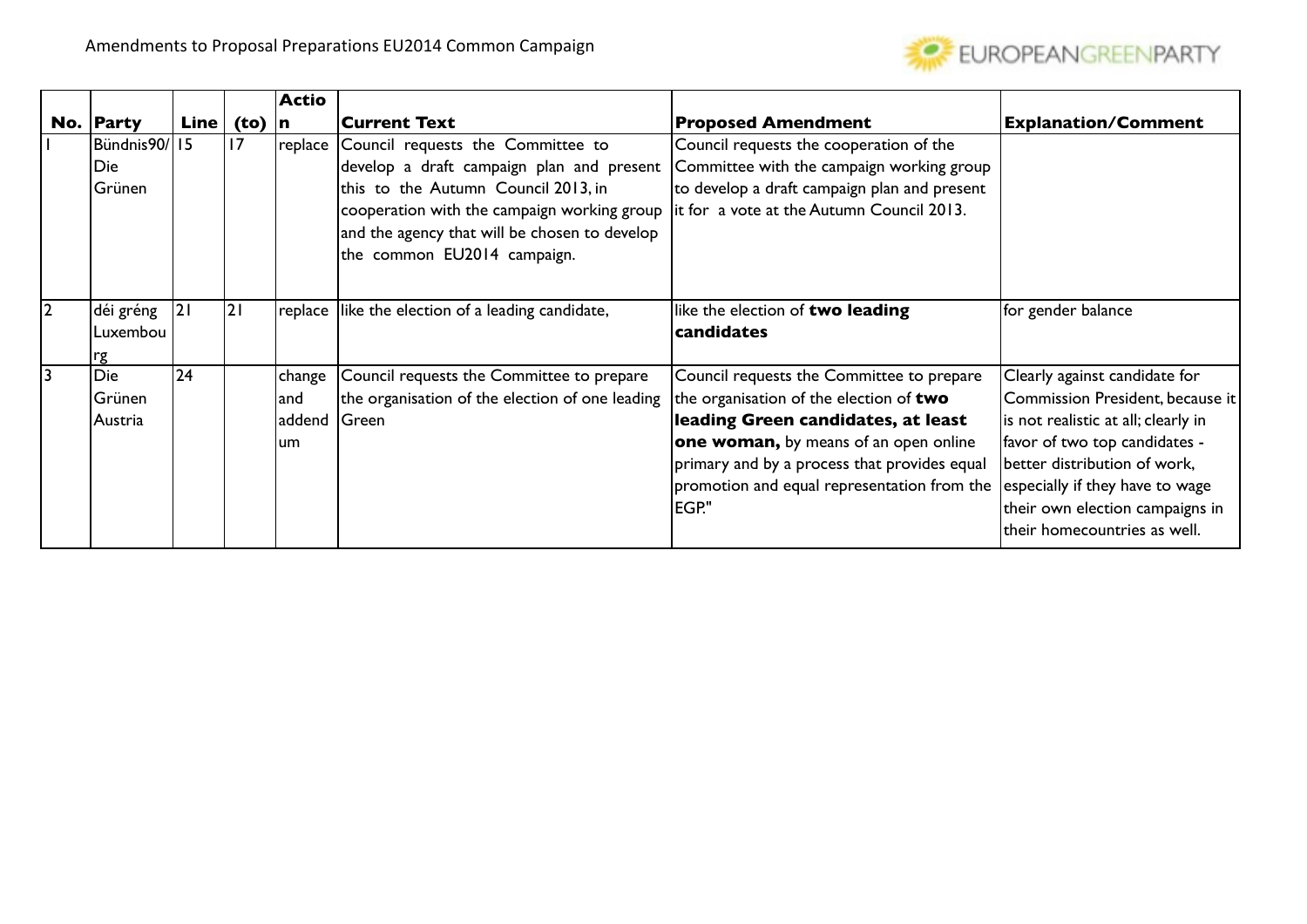Amendments to Proposal Preparations EU2014 Common Campaign

EUROPEANGREENPARTY

| No. | Party | Line | (to) | Action | Current Text | Proposed Amendment | Explanation/Comment |
|---|---|---|---|---|---|---|---|
| 1 | Bündnis90/ Die Grünen | 15 | 17 | replace | Council requests the Committee to develop a draft campaign plan and present this to the Autumn Council 2013, in cooperation with the campaign working group and the agency that will be chosen to develop the common EU2014 campaign. | Council requests the cooperation of the Committee with the campaign working group to develop a draft campaign plan and present it for a vote at the Autumn Council 2013. | |
| 2 | déi gréng Luxembourg | 21 | 21 | replace | like the election of a leading candidate, | like the election of **two leading candidates** | for gender balance |
| 3 | Die Grünen Austria | 24 | | change and addendum | Council requests the Committee to prepare the organisation of the election of one leading Green | Council requests the Committee to prepare the organisation of the election of **two leading Green candidates, at least one woman,** by means of an open online primary and by a process that provides equal promotion and equal representation from the EGP." | Clearly against candidate for Commission President, because it is not realistic at all; clearly in favor of two top candidates - better distribution of work, especially if they have to wage their own election campaigns in their homecountries as well. |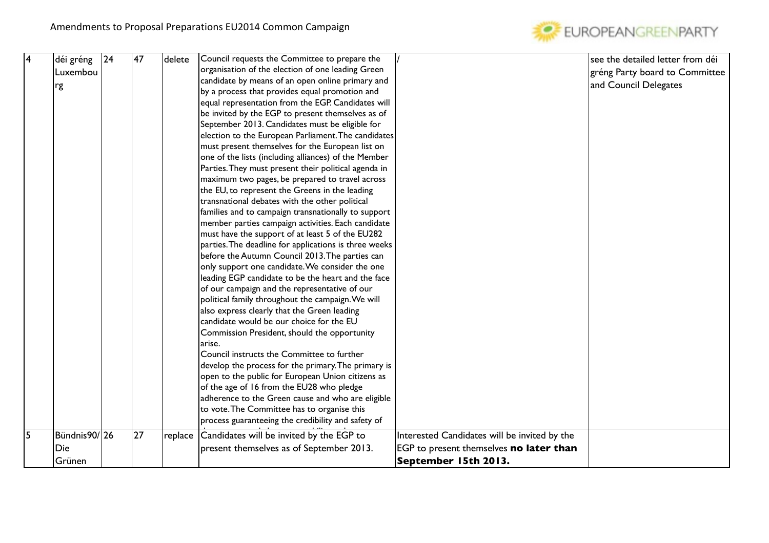| 4 | déi gréng Luxembourg | 24 | 47 | delete | Council requests the Committee to prepare the organisation of the election of one leading Green candidate by means of an open online primary and by a process that provides equal promotion and equal representation from the EGP. Candidates will be invited by the EGP to present themselves as of September 2013. Candidates must be eligible for election to the European Parliament. The candidates must present themselves for the European list on one of the lists (including alliances) of the Member Parties. They must present their political agenda in maximum two pages, be prepared to travel across the EU, to represent the Greens in the leading transnational debates with the other political families and to campaign transnationally to support member parties campaign activities. Each candidate must have the support of at least 5 of the EU282 parties. The deadline for applications is three weeks before the Autumn Council 2013. The parties can only support one candidate. We consider the one leading EGP candidate to be the heart and the face of our campaign and the representative of our political family throughout the campaign. We will also express clearly that the Green leading candidate would be our choice for the EU Commission President, should the opportunity arise.<br>Council instructs the Committee to further develop the process for the primary. The primary is open to the public for European Union citizens as of the age of 16 from the EU28 who pledge adherence to the Green cause and who are eligible to vote. The Committee has to organise this process guaranteeing the credibility and safety of | / | see the detailed letter from déi gréng Party board to Committee and Council Delegates |
|---|---|---|---|---|---|---|---|
| 5 | Bündnis90/Die Grünen | 26 | 27 | replace | Candidates will be invited by the EGP to present themselves as of September 2013. | Interested Candidates will be invited by the EGP to present themselves **no later than September 15th 2013.** | |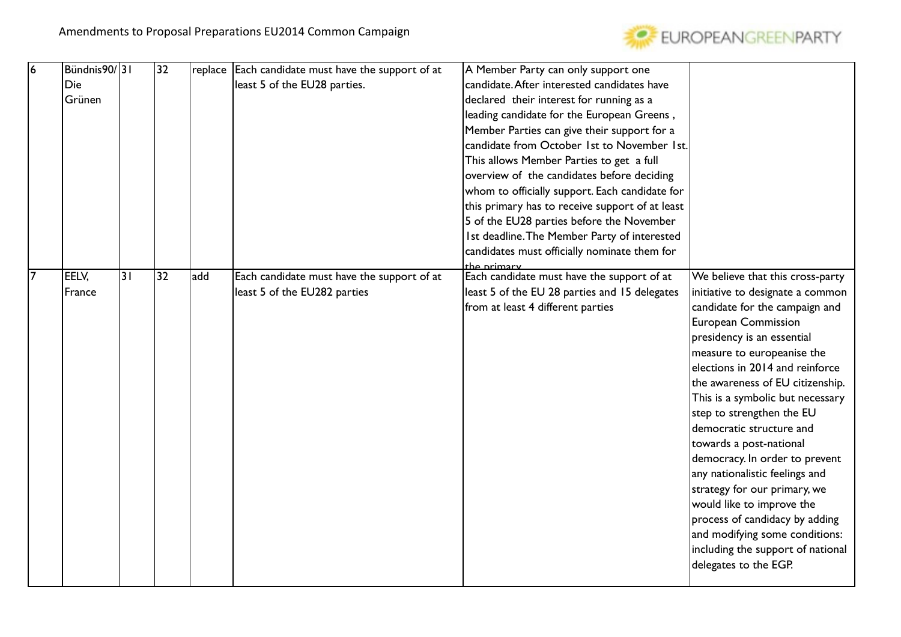| 6 | Bündnis90/ Die Grünen | 31 | 32 | replace | Each candidate must have the support of at least 5 of the EU28 parties. | A Member Party can only support one candidate. After interested candidates have declared their interest for running as a leading candidate for the European Greens , Member Parties can give their support for a candidate from October 1st to November 1st. This allows Member Parties to get a full overview of the candidates before deciding whom to officially support. Each candidate for this primary has to receive support of at least 5 of the EU28 parties before the November 1st deadline. The Member Party of interested candidates must officially nominate them for the primary | |
|---|---|---|---|---|---|---|---|
| 7 | EELV, France | 31 | 32 | add | Each candidate must have the support of at least 5 of the EU282 parties | Each candidate must have the support of at least 5 of the EU 28 parties and 15 delegates from at least 4 different parties | We believe that this cross-party initiative to designate a common candidate for the campaign and European Commission presidency is an essential measure to europeanise the elections in 2014 and reinforce the awareness of EU citizenship. This is a symbolic but necessary step to strengthen the EU democratic structure and towards a post-national democracy. In order to prevent any nationalistic feelings and strategy for our primary, we would like to improve the process of candidacy by adding and modifying some conditions: including the support of national delegates to the EGP. |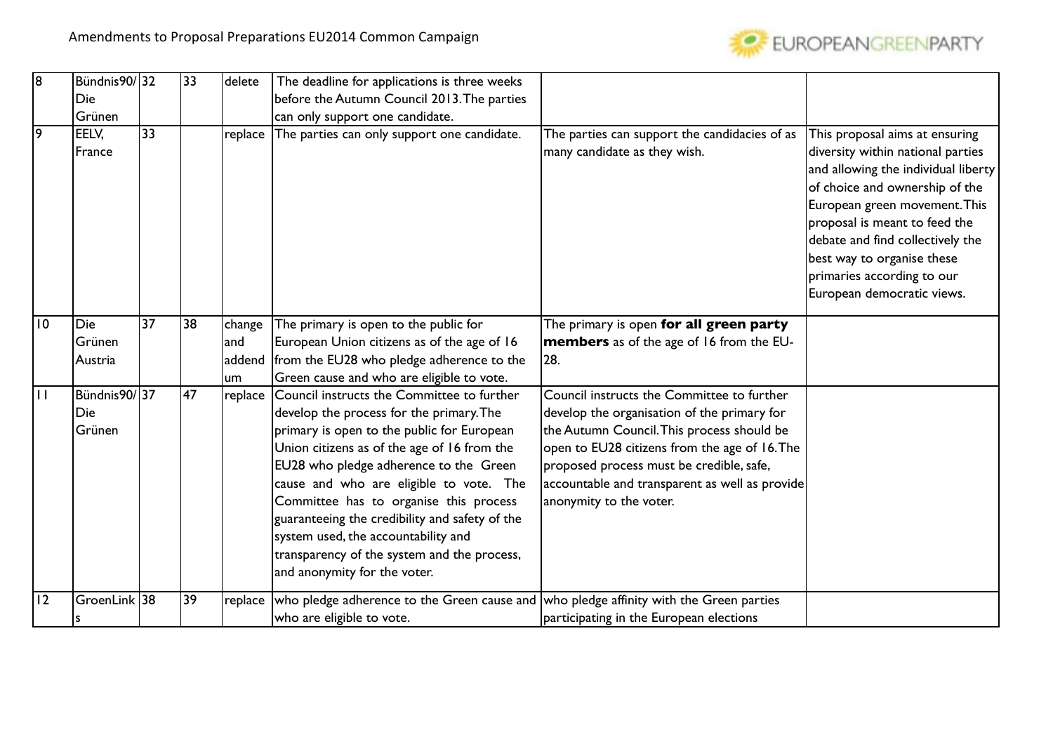| 8 | Bündnis90/Die Grünen | 32 | 33 | delete | The deadline for applications is three weeks before the Autumn Council 2013. The parties can only support one candidate. | | |
|---|---|---|---|---|---|---|---|
| 9 | EELV, France | 33 | | replace | The parties can only support one candidate. | The parties can support the candidacies of as many candidate as they wish. | This proposal aims at ensuring diversity within national parties and allowing the individual liberty of choice and ownership of the European green movement. This proposal is meant to feed the debate and find collectively the best way to organise these primaries according to our European democratic views. |
| 10 | Die Grünen Austria | 37 | 38 | change and addendum | The primary is open to the public for European Union citizens as of the age of 16 from the EU28 who pledge adherence to the Green cause and who are eligible to vote. | The primary is open **for all green party members** as of the age of 16 from the EU-28. | |
| 11 | Bündnis90/Die Grünen | 37 | 47 | replace | Council instructs the Committee to further develop the process for the primary. The primary is open to the public for European Union citizens as of the age of 16 from the EU28 who pledge adherence to the Green cause and who are eligible to vote. The Committee has to organise this process guaranteeing the credibility and safety of the system used, the accountability and transparency of the system and the process, and anonymity for the voter. | Council instructs the Committee to further develop the organisation of the primary for the Autumn Council. This process should be open to EU28 citizens from the age of 16. The proposed process must be credible, safe, accountable and transparent as well as provide anonymity to the voter. | |
| 12 | GroenLinks | 38 | 39 | replace | who pledge adherence to the Green cause and who are eligible to vote. | who pledge affinity with the Green parties participating in the European elections | |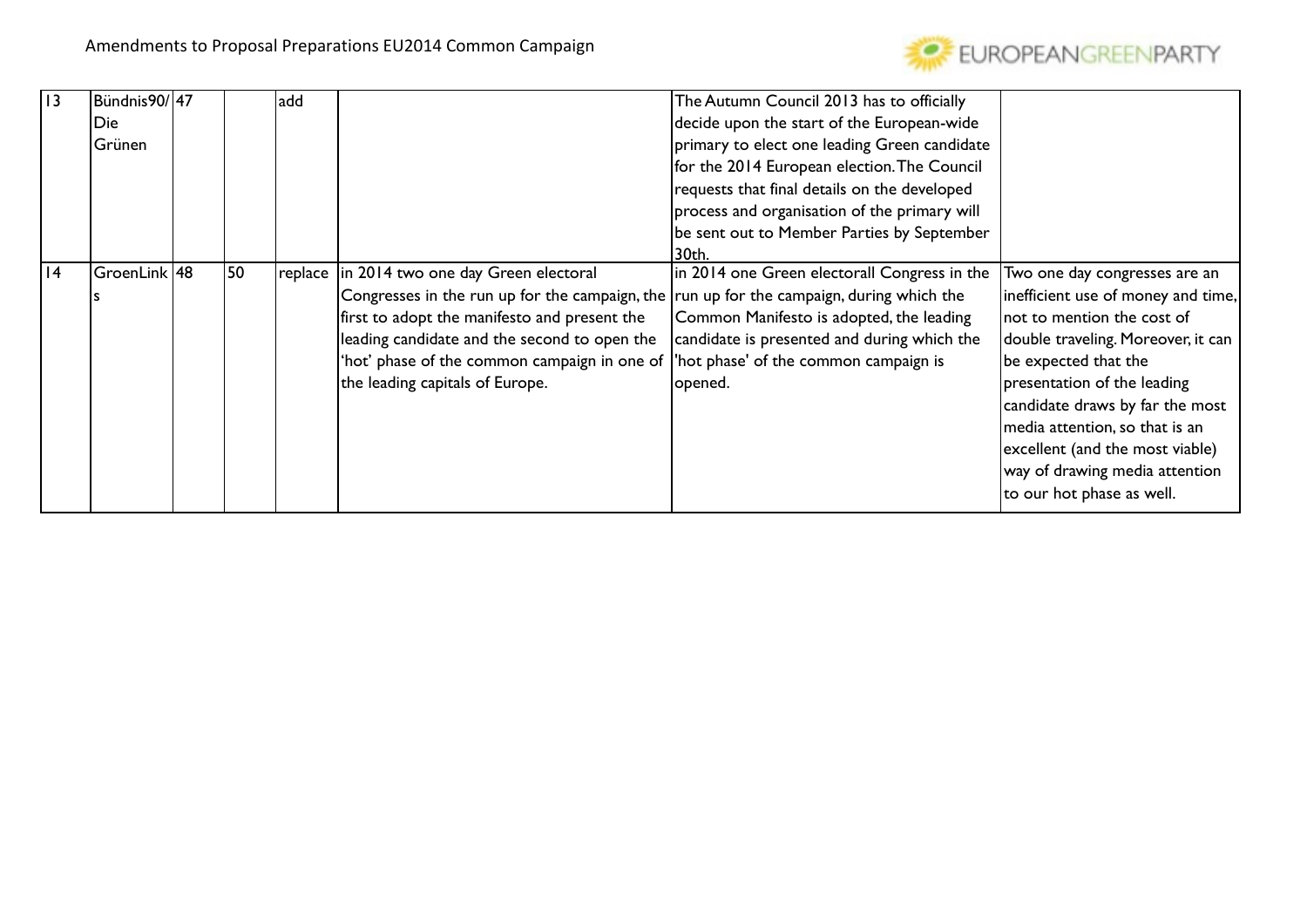| | | | | | | | |
|---|---|---|---|---|---|---|---|
| 13 | Bündnis90/ Die Grünen | 47 | | add | | The Autumn Council 2013 has to officially decide upon the start of the European-wide primary to elect one leading Green candidate for the 2014 European election. The Council requests that final details on the developed process and organisation of the primary will be sent out to Member Parties by September 30th. | |
| 14 | GroenLinks | 48 | 50 | replace | in 2014 two one day Green electoral Congresses in the run up for the campaign, the first to adopt the manifesto and present the leading candidate and the second to open the 'hot' phase of the common campaign in one of the leading capitals of Europe. | in 2014 one Green electorall Congress in the run up for the campaign, during which the Common Manifesto is adopted, the leading candidate is presented and during which the 'hot phase' of the common campaign is opened. | Two one day congresses are an inefficient use of money and time, not to mention the cost of double traveling. Moreover, it can be expected that the presentation of the leading candidate draws by far the most media attention, so that is an excellent (and the most viable) way of drawing media attention to our hot phase as well. |